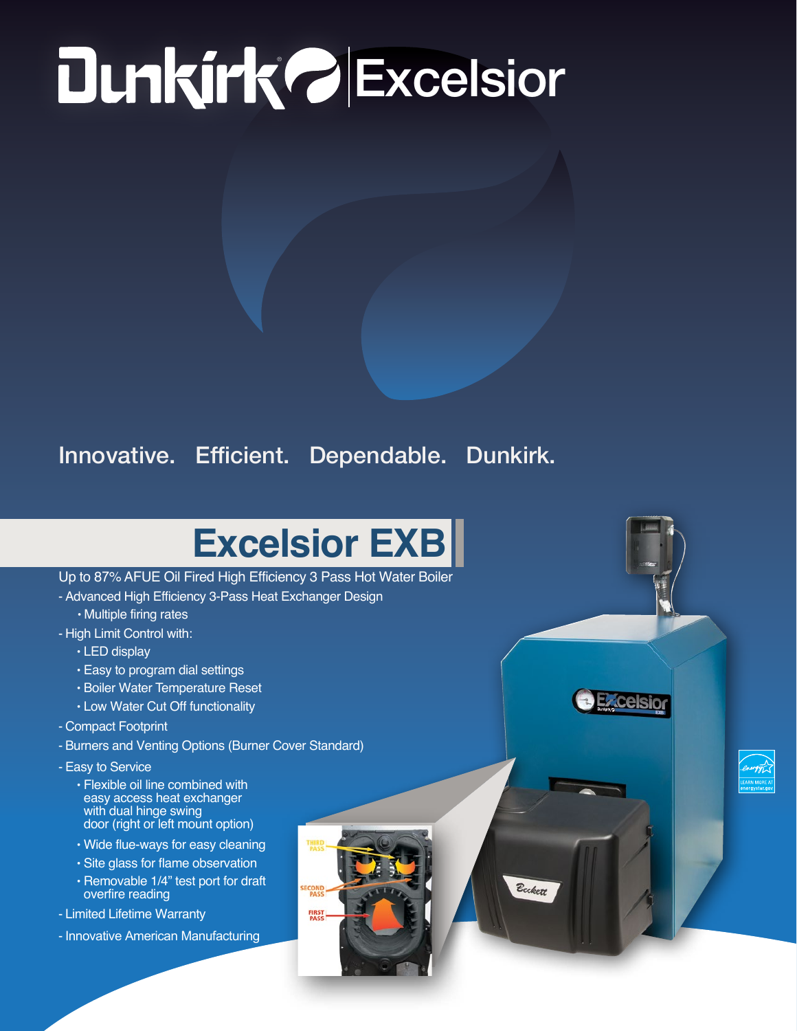# Dunkirk | Excelsior

Innovative. Efficient. Dependable. Dunkirk.

## Excelsior EXB

Up to 87% AFUE Oil Fired High Efficiency 3 Pass Hot Water Boiler

- Advanced High Efficiency 3-Pass Heat Exchanger Design
  - Multiple firing rates
- High Limit Control with:
  - LED display
  - Easy to program dial settings
  - Boiler Water Temperature Reset
  - Low Water Cut Off functionality
- Compact Footprint
- Burners and Venting Options (Burner Cover Standard)
- Easy to Service
  - Flexible oil line combined with easy access heat exchanger with dual hinge swing door (right or left mount option)
  - Wide flue-ways for easy cleaning
  - Site glass for flame observation
  - Removable 1/4" test port for draft overfire reading
- Limited Lifetime Warranty
- Innovative American Manufacturing

THIRD PASS

SECOND PASS

FIRST PASS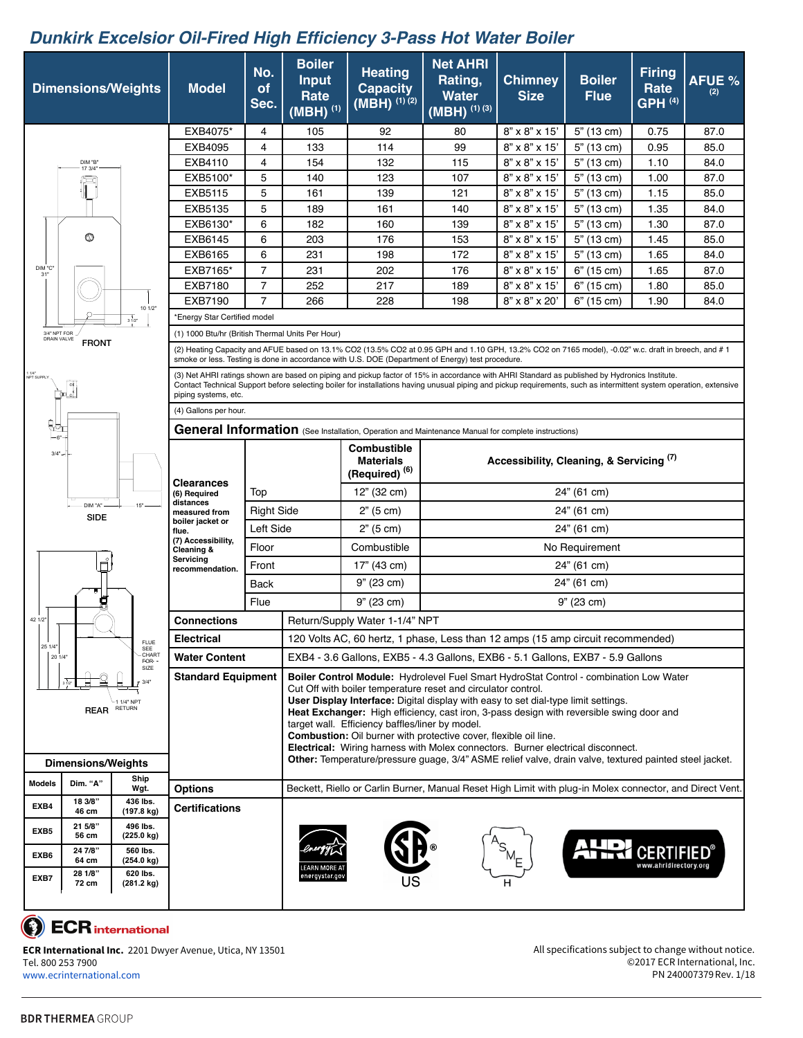# Dunkirk Excelsior Oil-Fired High Efficiency 3-Pass Hot Water Boiler

| Model | No. of Sec. | Boiler Input Rate (MBH) (1) | Heating Capacity (MBH) (1) (2) | Net AHRI Rating, Water (MBH) (1) (3) | Chimney Size | Boiler Flue | Firing Rate GPH (4) | AFUE % (2) |
|---|---|---|---|---|---|---|---|---|
| EXB4075* | 4 | 105 | 92 | 80 | 8" x 8" x 15' | 5" (13 cm) | 0.75 | 87.0 |
| EXB4095 | 4 | 133 | 114 | 99 | 8" x 8" x 15' | 5" (13 cm) | 0.95 | 85.0 |
| EXB4110 | 4 | 154 | 132 | 115 | 8" x 8" x 15' | 5" (13 cm) | 1.10 | 84.0 |
| EXB5100* | 5 | 140 | 123 | 107 | 8" x 8" x 15' | 5" (13 cm) | 1.00 | 87.0 |
| EXB5115 | 5 | 161 | 139 | 121 | 8" x 8" x 15' | 5" (13 cm) | 1.15 | 85.0 |
| EXB5135 | 5 | 189 | 161 | 140 | 8" x 8" x 15' | 5" (13 cm) | 1.35 | 84.0 |
| EXB6130* | 6 | 182 | 160 | 139 | 8" x 8" x 15' | 5" (13 cm) | 1.30 | 87.0 |
| EXB6145 | 6 | 203 | 176 | 153 | 8" x 8" x 15' | 5" (13 cm) | 1.45 | 85.0 |
| EXB6165 | 6 | 231 | 198 | 172 | 8" x 8" x 15' | 5" (13 cm) | 1.65 | 84.0 |
| EXB7165* | 7 | 231 | 202 | 176 | 8" x 8" x 15' | 6" (15 cm) | 1.65 | 87.0 |
| EXB7180 | 7 | 252 | 217 | 189 | 8" x 8" x 15' | 6" (15 cm) | 1.80 | 85.0 |
| EXB7190 | 7 | 266 | 228 | 198 | 8" x 8" x 20' | 6" (15 cm) | 1.90 | 84.0 |

*Energy Star Certified model

(1) 1000 Btu/hr (British Thermal Units Per Hour)

(2) Heating Capacity and AFUE based on 13.1% $CO_2$ (13.5% $CO_2$ at 0.95 GPH and 1.10 GPH, 13.2% $CO_2$ on 7165 model), -0.02" w.c. draft in breech, and # 1 smoke or less. Testing is done in accordance with U.S. DOE (Department of Energy) test procedure.

(3) Net AHRI ratings shown are based on piping and pickup factor of 15% in accordance with AHRI Standard as published by Hydronics Institute. Contact Technical Support before selecting boiler for installations having unusual piping and pickup requirements, such as intermittent system operation, extensive piping systems, etc.

(4) Gallons per hour.

## Dimensions/Weights

DIM "B" 17 3/4"

DIM "C" 31"

10 1/2"

3 1/2"

3/4" NPT FOR DRAIN VALVE

FRONT

1 1/4" NPT SUPPLY

6"

3/4"

DIM "A"

15"

SIDE

42 1/2"

25 1/4"

20 1/4"

3 1/2"

3/4"

FLUE SEE CHART FOR SIZE

1 1/4" NPT RETURN

REAR

| Models | Dim. "A" | Ship Wgt. |
|---|---|---|
| EXB4 | 18 3/8" 46 cm | 436 lbs. (197.8 kg) |
| EXB5 | 21 5/8" 56 cm | 496 lbs. (225.0 kg) |
| EXB6 | 24 7/8" 64 cm | 560 lbs. (254.0 kg) |
| EXB7 | 28 1/8" 72 cm | 620 lbs. (281.2 kg) |

## General Information (See Installation, Operation and Maintenance Manual for complete instructions)

**Clearances** (6) Required distances measured from boiler jacket or flue. (7) Accessibility, Cleaning & Servicing recommendation.

| | Combustible Materials (Required) (6) | Accessibility, Cleaning, & Servicing (7) |
|---|---|---|
| Top | 12" (32 cm) | 24" (61 cm) |
| Right Side | 2" (5 cm) | 24" (61 cm) |
| Left Side | 2" (5 cm) | 24" (61 cm) |
| Floor | Combustible | No Requirement |
| Front | 17" (43 cm) | 24" (61 cm) |
| Back | 9" (23 cm) | 24" (61 cm) |
| Flue | 9" (23 cm) | 9" (23 cm) |

**Connections**: Return/Supply Water 1-1/4" NPT

**Electrical**: 120 Volts AC, 60 hertz, 1 phase, Less than 12 amps (15 amp circuit recommended)

**Water Content**: EXB4 - 3.6 Gallons, EXB5 - 4.3 Gallons, EXB6 - 5.1 Gallons, EXB7 - 5.9 Gallons

**Standard Equipment**:
**Boiler Control Module:** Hydrolevel Fuel Smart HydroStat Control - combination Low Water Cut Off with boiler temperature reset and circulator control.
**User Display Interface:** Digital display with easy to set dial-type limit settings.
**Heat Exchanger:** High efficiency, cast iron, 3-pass design with reversible swing door and target wall. Efficiency baffles/liner by model.
**Combustion:** Oil burner with protective cover, flexible oil line.
**Electrical:** Wiring harness with Molex connectors. Burner electrical disconnect.
**Other:** Temperature/pressure guage, 3/4" ASME relief valve, drain valve, textured painted steel jacket.

**Options**: Beckett, Riello or Carlin Burner, Manual Reset High Limit with plug-in Molex connector, and Direct Vent.

**Certifications**: Energy Star (LEARN MORE AT energystar.gov), CSA US, ASME H, AHRI CERTIFIED www.ahridirectory.org

ECR international

**ECR International Inc.** 2201 Dwyer Avenue, Utica, NY 13501
Tel. 800 253 7900
www.ecrinternational.com

All specifications subject to change without notice.
©2017 ECR International, Inc.
PN 240007379 Rev. 1/18

BDR THERMEA GROUP